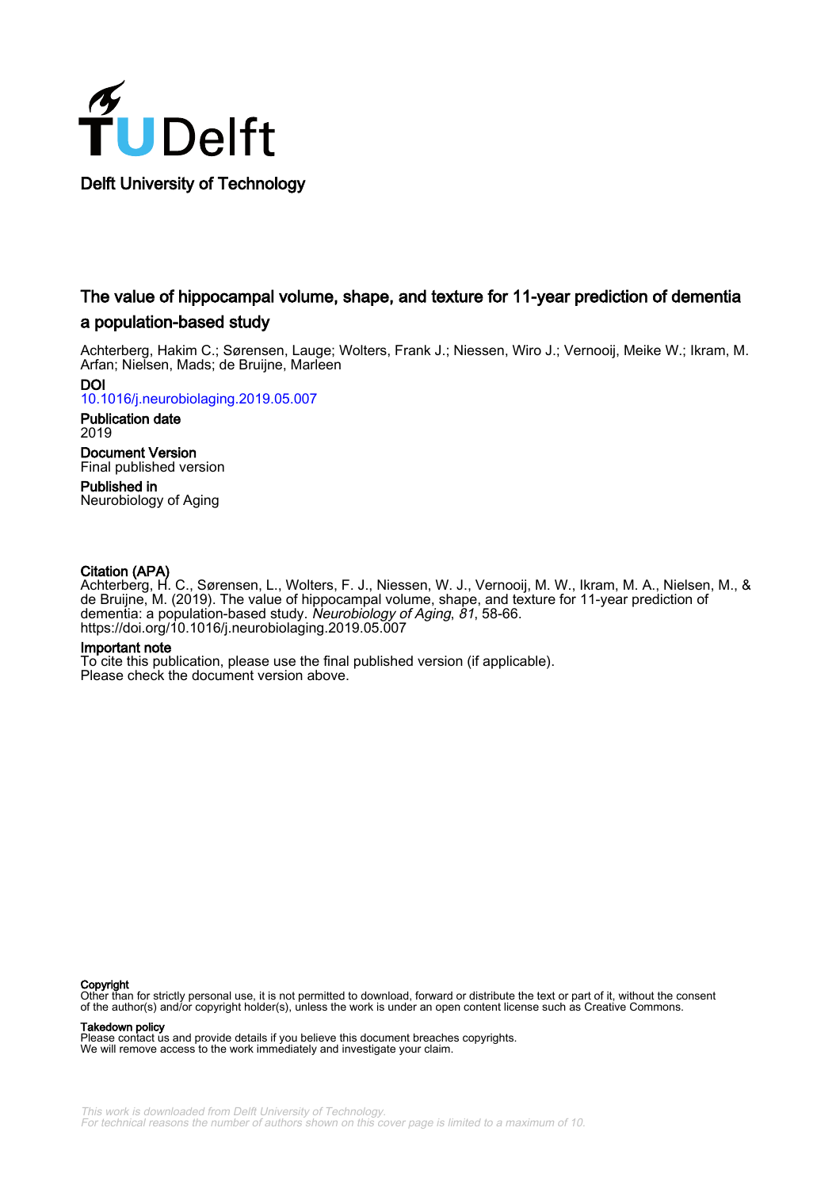Delft University of Technology

# The value of hippocampal volume, shape, and texture for 11-year prediction of dementia a population-based study

Achterberg, Hakim C.; Sørensen, Lauge; Wolters, Frank J.; Niessen, Wiro J.; Vernooij, Meike W.; Ikram, M. Arfan; Nielsen, Mads; de Bruijne, Marleen

**DOI**
10.1016/j.neurobiolaging.2019.05.007

**Publication date**
2019

**Document Version**
Final published version

**Published in**
Neurobiology of Aging

**Citation (APA)**
Achterberg, H. C., Sørensen, L., Wolters, F. J., Niessen, W. J., Vernooij, M. W., Ikram, M. A., Nielsen, M., & de Bruijne, M. (2019). The value of hippocampal volume, shape, and texture for 11-year prediction of dementia: a population-based study. *Neurobiology of Aging*, *81*, 58-66. https://doi.org/10.1016/j.neurobiolaging.2019.05.007

**Important note**
To cite this publication, please use the final published version (if applicable).
Please check the document version above.

**Copyright**
Other than for strictly personal use, it is not permitted to download, forward or distribute the text or part of it, without the consent of the author(s) and/or copyright holder(s), unless the work is under an open content license such as Creative Commons.

**Takedown policy**
Please contact us and provide details if you believe this document breaches copyrights.
We will remove access to the work immediately and investigate your claim.

*This work is downloaded from Delft University of Technology.*
*For technical reasons the number of authors shown on this cover page is limited to a maximum of 10.*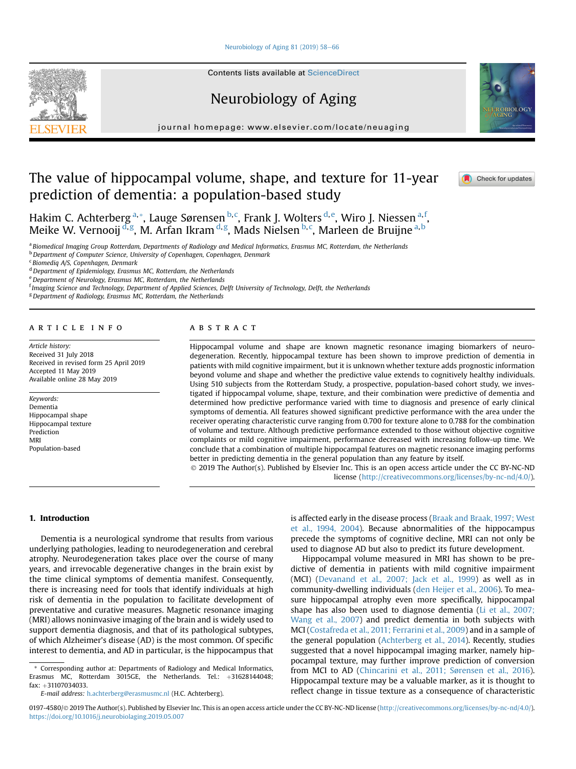# The value of hippocampal volume, shape, and texture for 11-year prediction of dementia: a population-based study

Hakim C. Achterberg[a,*], Lauge Sørensen[b,c], Frank J. Wolters[d,e], Wiro J. Niessen[a,f], Meike W. Vernooij[d,g], M. Arfan Ikram[d,g], Mads Nielsen[b,c], Marleen de Bruijne[a,b]

[a] Biomedical Imaging Group Rotterdam, Departments of Radiology and Medical Informatics, Erasmus MC, Rotterdam, the Netherlands
[b] Department of Computer Science, University of Copenhagen, Copenhagen, Denmark
[c] Biomediq A/S, Copenhagen, Denmark
[d] Department of Epidemiology, Erasmus MC, Rotterdam, the Netherlands
[e] Department of Neurology, Erasmus MC, Rotterdam, the Netherlands
[f] Imaging Science and Technology, Department of Applied Sciences, Delft University of Technology, Delft, the Netherlands
[g] Department of Radiology, Erasmus MC, Rotterdam, the Netherlands

## ARTICLE INFO

*Article history:*
Received 31 July 2018
Received in revised form 25 April 2019
Accepted 11 May 2019
Available online 28 May 2019

*Keywords:*
Dementia
Hippocampal shape
Hippocampal texture
Prediction
MRI
Population-based

## ABSTRACT

Hippocampal volume and shape are known magnetic resonance imaging biomarkers of neurodegeneration. Recently, hippocampal texture has been shown to improve prediction of dementia in patients with mild cognitive impairment, but it is unknown whether texture adds prognostic information beyond volume and shape and whether the predictive value extends to cognitively healthy individuals. Using 510 subjects from the Rotterdam Study, a prospective, population-based cohort study, we investigated if hippocampal volume, shape, texture, and their combination were predictive of dementia and determined how predictive performance varied with time to diagnosis and presence of early clinical symptoms of dementia. All features showed significant predictive performance with the area under the receiver operating characteristic curve ranging from 0.700 for texture alone to 0.788 for the combination of volume and texture. Although predictive performance extended to those without objective cognitive complaints or mild cognitive impairment, performance decreased with increasing follow-up time. We conclude that a combination of multiple hippocampal features on magnetic resonance imaging performs better in predicting dementia in the general population than any feature by itself.

© 2019 The Author(s). Published by Elsevier Inc. This is an open access article under the CC BY-NC-ND license (http://creativecommons.org/licenses/by-nc-nd/4.0/).

## 1. Introduction

Dementia is a neurological syndrome that results from various underlying pathologies, leading to neurodegeneration and cerebral atrophy. Neurodegeneration takes place over the course of many years, and irrevocable degenerative changes in the brain exist by the time clinical symptoms of dementia manifest. Consequently, there is increasing need for tools that identify individuals at high risk of dementia in the population to facilitate development of preventative and curative measures. Magnetic resonance imaging (MRI) allows noninvasive imaging of the brain and is widely used to support dementia diagnosis, and that of its pathological subtypes, of which Alzheimer's disease (AD) is the most common. Of specific interest to dementia, and AD in particular, is the hippocampus that is affected early in the disease process (Braak and Braak, 1997; West et al., 1994, 2004). Because abnormalities of the hippocampus precede the symptoms of cognitive decline, MRI can not only be used to diagnose AD but also to predict its future development.

Hippocampal volume measured in MRI has shown to be predictive of dementia in patients with mild cognitive impairment (MCI) (Devanand et al., 2007; Jack et al., 1999) as well as in community-dwelling individuals (den Heijer et al., 2006). To measure hippocampal atrophy even more specifically, hippocampal shape has also been used to diagnose dementia (Li et al., 2007; Wang et al., 2007) and predict dementia in both subjects with MCI (Costafreda et al., 2011; Ferrarini et al., 2009) and in a sample of the general population (Achterberg et al., 2014). Recently, studies suggested that a novel hippocampal imaging marker, namely hippocampal texture, may further improve prediction of conversion from MCI to AD (Chincarini et al., 2011; Sørensen et al., 2016). Hippocampal texture may be a valuable marker, as it is thought to reflect change in tissue texture as a consequence of characteristic

* Corresponding author at: Departments of Radiology and Medical Informatics, Erasmus MC, Rotterdam 3015GE, the Netherlands. Tel.: +31628144048; fax: +31107034033.
*E-mail address:* h.achterberg@erasmusmc.nl (H.C. Achterberg).

0197-4580/© 2019 The Author(s). Published by Elsevier Inc. This is an open access article under the CC BY-NC-ND license (http://creativecommons.org/licenses/by-nc-nd/4.0/).
https://doi.org/10.1016/j.neurobiolaging.2019.05.007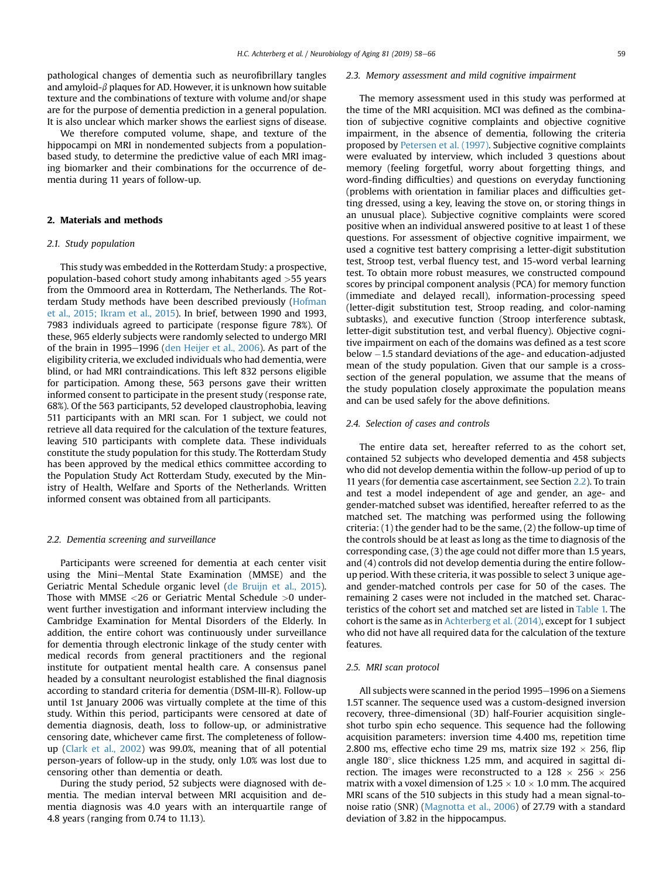pathological changes of dementia such as neurofibrillary tangles and amyloid-$\beta$ plaques for AD. However, it is unknown how suitable texture and the combinations of texture with volume and/or shape are for the purpose of dementia prediction in a general population. It is also unclear which marker shows the earliest signs of disease.

We therefore computed volume, shape, and texture of the hippocampi on MRI in nondemented subjects from a population-based study, to determine the predictive value of each MRI imaging biomarker and their combinations for the occurrence of dementia during 11 years of follow-up.

## 2. Materials and methods

### 2.1. Study population

This study was embedded in the Rotterdam Study: a prospective, population-based cohort study among inhabitants aged >55 years from the Ommoord area in Rotterdam, The Netherlands. The Rotterdam Study methods have been described previously (Hofman et al., 2015; Ikram et al., 2015). In brief, between 1990 and 1993, 7983 individuals agreed to participate (response figure 78%). Of these, 965 elderly subjects were randomly selected to undergo MRI of the brain in 1995–1996 (den Heijer et al., 2006). As part of the eligibility criteria, we excluded individuals who had dementia, were blind, or had MRI contraindications. This left 832 persons eligible for participation. Among these, 563 persons gave their written informed consent to participate in the present study (response rate, 68%). Of the 563 participants, 52 developed claustrophobia, leaving 511 participants with an MRI scan. For 1 subject, we could not retrieve all data required for the calculation of the texture features, leaving 510 participants with complete data. These individuals constitute the study population for this study. The Rotterdam Study has been approved by the medical ethics committee according to the Population Study Act Rotterdam Study, executed by the Ministry of Health, Welfare and Sports of the Netherlands. Written informed consent was obtained from all participants.

### 2.2. Dementia screening and surveillance

Participants were screened for dementia at each center visit using the Mini–Mental State Examination (MMSE) and the Geriatric Mental Schedule organic level (de Bruijn et al., 2015). Those with MMSE <26 or Geriatric Mental Schedule >0 underwent further investigation and informant interview including the Cambridge Examination for Mental Disorders of the Elderly. In addition, the entire cohort was continuously under surveillance for dementia through electronic linkage of the study center with medical records from general practitioners and the regional institute for outpatient mental health care. A consensus panel headed by a consultant neurologist established the final diagnosis according to standard criteria for dementia (DSM-III-R). Follow-up until 1st January 2006 was virtually complete at the time of this study. Within this period, participants were censored at date of dementia diagnosis, death, loss to follow-up, or administrative censoring date, whichever came first. The completeness of follow-up (Clark et al., 2002) was 99.0%, meaning that of all potential person-years of follow-up in the study, only 1.0% was lost due to censoring other than dementia or death.

During the study period, 52 subjects were diagnosed with dementia. The median interval between MRI acquisition and dementia diagnosis was 4.0 years with an interquartile range of 4.8 years (ranging from 0.74 to 11.13).

### 2.3. Memory assessment and mild cognitive impairment

The memory assessment used in this study was performed at the time of the MRI acquisition. MCI was defined as the combination of subjective cognitive complaints and objective cognitive impairment, in the absence of dementia, following the criteria proposed by Petersen et al. (1997). Subjective cognitive complaints were evaluated by interview, which included 3 questions about memory (feeling forgetful, worry about forgetting things, and word-finding difficulties) and questions on everyday functioning (problems with orientation in familiar places and difficulties getting dressed, using a key, leaving the stove on, or storing things in an unusual place). Subjective cognitive complaints were scored positive when an individual answered positive to at least 1 of these questions. For assessment of objective cognitive impairment, we used a cognitive test battery comprising a letter-digit substitution test, Stroop test, verbal fluency test, and 15-word verbal learning test. To obtain more robust measures, we constructed compound scores by principal component analysis (PCA) for memory function (immediate and delayed recall), information-processing speed (letter-digit substitution test, Stroop reading, and color-naming subtasks), and executive function (Stroop interference subtask, letter-digit substitution test, and verbal fluency). Objective cognitive impairment on each of the domains was defined as a test score below −1.5 standard deviations of the age- and education-adjusted mean of the study population. Given that our sample is a cross-section of the general population, we assume that the means of the study population closely approximate the population means and can be used safely for the above definitions.

### 2.4. Selection of cases and controls

The entire data set, hereafter referred to as the cohort set, contained 52 subjects who developed dementia and 458 subjects who did not develop dementia within the follow-up period of up to 11 years (for dementia case ascertainment, see Section 2.2). To train and test a model independent of age and gender, an age- and gender-matched subset was identified, hereafter referred to as the matched set. The matching was performed using the following criteria: (1) the gender had to be the same, (2) the follow-up time of the controls should be at least as long as the time to diagnosis of the corresponding case, (3) the age could not differ more than 1.5 years, and (4) controls did not develop dementia during the entire follow-up period. With these criteria, it was possible to select 3 unique age- and gender-matched controls per case for 50 of the cases. The remaining 2 cases were not included in the matched set. Characteristics of the cohort set and matched set are listed in Table 1. The cohort is the same as in Achterberg et al. (2014), except for 1 subject who did not have all required data for the calculation of the texture features.

### 2.5. MRI scan protocol

All subjects were scanned in the period 1995–1996 on a Siemens 1.5T scanner. The sequence used was a custom-designed inversion recovery, three-dimensional (3D) half-Fourier acquisition single-shot turbo spin echo sequence. This sequence had the following acquisition parameters: inversion time 4.400 ms, repetition time 2.800 ms, effective echo time 29 ms, matrix size $192 \times 256$, flip angle 180°, slice thickness 1.25 mm, and acquired in sagittal direction. The images were reconstructed to a $128 \times 256 \times 256$ matrix with a voxel dimension of $1.25 \times 1.0 \times 1.0$ mm. The acquired MRI scans of the 510 subjects in this study had a mean signal-to-noise ratio (SNR) (Magnotta et al., 2006) of 27.79 with a standard deviation of 3.82 in the hippocampus.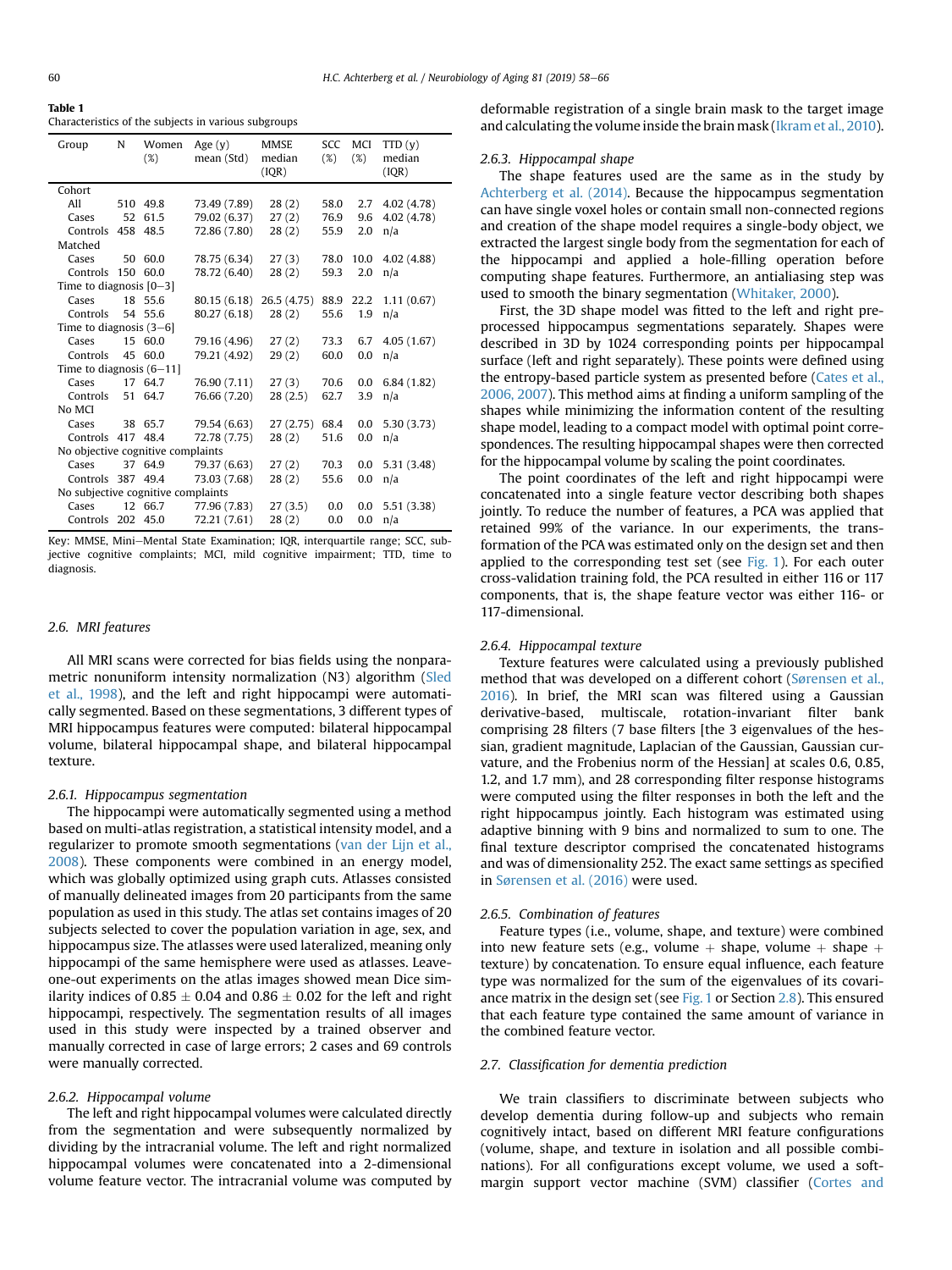**Table 1**
Characteristics of the subjects in various subgroups

| Group | N | Women (%) | Age (y) mean (Std) | MMSE median (IQR) | SCC (%) | MCI (%) | TTD (y) median (IQR) |
|---|---|---|---|---|---|---|---|
| Cohort | | | | | | | |
| All | 510 | 49.8 | 73.49 (7.89) | 28 (2) | 58.0 | 2.7 | 4.02 (4.78) |
| Cases | 52 | 61.5 | 79.02 (6.37) | 27 (2) | 76.9 | 9.6 | 4.02 (4.78) |
| Controls | 458 | 48.5 | 72.86 (7.80) | 28 (2) | 55.9 | 2.0 | n/a |
| Matched | | | | | | | |
| Cases | 50 | 60.0 | 78.75 (6.34) | 27 (3) | 78.0 | 10.0 | 4.02 (4.88) |
| Controls | 150 | 60.0 | 78.72 (6.40) | 28 (2) | 59.3 | 2.0 | n/a |
| Time to diagnosis [0–3] | | | | | | | |
| Cases | 18 | 55.6 | 80.15 (6.18) | 26.5 (4.75) | 88.9 | 22.2 | 1.11 (0.67) |
| Controls | 54 | 55.6 | 80.27 (6.18) | 28 (2) | 55.6 | 1.9 | n/a |
| Time to diagnosis (3–6] | | | | | | | |
| Cases | 15 | 60.0 | 79.16 (4.96) | 27 (2) | 73.3 | 6.7 | 4.05 (1.67) |
| Controls | 45 | 60.0 | 79.21 (4.92) | 29 (2) | 60.0 | 0.0 | n/a |
| Time to diagnosis (6–11] | | | | | | | |
| Cases | 17 | 64.7 | 76.90 (7.11) | 27 (3) | 70.6 | 0.0 | 6.84 (1.82) |
| Controls | 51 | 64.7 | 76.66 (7.20) | 28 (2.5) | 62.7 | 3.9 | n/a |
| No MCI | | | | | | | |
| Cases | 38 | 65.7 | 79.54 (6.63) | 27 (2.75) | 68.4 | 0.0 | 5.30 (3.73) |
| Controls | 417 | 48.4 | 72.78 (7.75) | 28 (2) | 51.6 | 0.0 | n/a |
| No objective cognitive complaints | | | | | | | |
| Cases | 37 | 64.9 | 79.37 (6.63) | 27 (2) | 70.3 | 0.0 | 5.31 (3.48) |
| Controls | 387 | 49.4 | 73.03 (7.68) | 28 (2) | 55.6 | 0.0 | n/a |
| No subjective cognitive complaints | | | | | | | |
| Cases | 12 | 66.7 | 77.96 (7.83) | 27 (3.5) | 0.0 | 0.0 | 5.51 (3.38) |
| Controls | 202 | 45.0 | 72.21 (7.61) | 28 (2) | 0.0 | 0.0 | n/a |

Key: MMSE, Mini–Mental State Examination; IQR, interquartile range; SCC, subjective cognitive complaints; MCI, mild cognitive impairment; TTD, time to diagnosis.

### 2.6. MRI features

All MRI scans were corrected for bias fields using the nonparametric nonuniform intensity normalization (N3) algorithm (Sled et al., 1998), and the left and right hippocampi were automatically segmented. Based on these segmentations, 3 different types of MRI hippocampus features were computed: bilateral hippocampal volume, bilateral hippocampal shape, and bilateral hippocampal texture.

#### 2.6.1. Hippocampus segmentation

The hippocampi were automatically segmented using a method based on multi-atlas registration, a statistical intensity model, and a regularizer to promote smooth segmentations (van der Lijn et al., 2008). These components were combined in an energy model, which was globally optimized using graph cuts. Atlasses consisted of manually delineated images from 20 participants from the same population as used in this study. The atlas set contains images of 20 subjects selected to cover the population variation in age, sex, and hippocampus size. The atlasses were used lateralized, meaning only hippocampi of the same hemisphere were used as atlasses. Leave-one-out experiments on the atlas images showed mean Dice similarity indices of $0.85 \pm 0.04$ and $0.86 \pm 0.02$ for the left and right hippocampi, respectively. The segmentation results of all images used in this study were inspected by a trained observer and manually corrected in case of large errors; 2 cases and 69 controls were manually corrected.

#### 2.6.2. Hippocampal volume

The left and right hippocampal volumes were calculated directly from the segmentation and were subsequently normalized by dividing by the intracranial volume. The left and right normalized hippocampal volumes were concatenated into a 2-dimensional volume feature vector. The intracranial volume was computed by deformable registration of a single brain mask to the target image and calculating the volume inside the brain mask (Ikram et al., 2010).

#### 2.6.3. Hippocampal shape

The shape features used are the same as in the study by Achterberg et al. (2014). Because the hippocampus segmentation can have single voxel holes or contain small non-connected regions and creation of the shape model requires a single-body object, we extracted the largest single body from the segmentation for each of the hippocampi and applied a hole-filling operation before computing shape features. Furthermore, an antialiasing step was used to smooth the binary segmentation (Whitaker, 2000).

First, the 3D shape model was fitted to the left and right preprocessed hippocampus segmentations separately. Shapes were described in 3D by 1024 corresponding points per hippocampal surface (left and right separately). These points were defined using the entropy-based particle system as presented before (Cates et al., 2006, 2007). This method aims at finding a uniform sampling of the shapes while minimizing the information content of the resulting shape model, leading to a compact model with optimal point correspondences. The resulting hippocampal shapes were then corrected for the hippocampal volume by scaling the point coordinates.

The point coordinates of the left and right hippocampi were concatenated into a single feature vector describing both shapes jointly. To reduce the number of features, a PCA was applied that retained 99% of the variance. In our experiments, the transformation of the PCA was estimated only on the design set and then applied to the corresponding test set (see Fig. 1). For each outer cross-validation training fold, the PCA resulted in either 116 or 117 components, that is, the shape feature vector was either 116- or 117-dimensional.

#### 2.6.4. Hippocampal texture

Texture features were calculated using a previously published method that was developed on a different cohort (Sørensen et al., 2016). In brief, the MRI scan was filtered using a Gaussian derivative-based, multiscale, rotation-invariant filter bank comprising 28 filters (7 base filters [the 3 eigenvalues of the hessian, gradient magnitude, Laplacian of the Gaussian, Gaussian curvature, and the Frobenius norm of the Hessian] at scales 0.6, 0.85, 1.2, and 1.7 mm), and 28 corresponding filter response histograms were computed using the filter responses in both the left and the right hippocampus jointly. Each histogram was estimated using adaptive binning with 9 bins and normalized to sum to one. The final texture descriptor comprised the concatenated histograms and was of dimensionality 252. The exact same settings as specified in Sørensen et al. (2016) were used.

#### 2.6.5. Combination of features

Feature types (i.e., volume, shape, and texture) were combined into new feature sets (e.g., volume + shape, volume + shape + texture) by concatenation. To ensure equal influence, each feature type was normalized for the sum of the eigenvalues of its covariance matrix in the design set (see Fig. 1 or Section 2.8). This ensured that each feature type contained the same amount of variance in the combined feature vector.

### 2.7. Classification for dementia prediction

We train classifiers to discriminate between subjects who develop dementia during follow-up and subjects who remain cognitively intact, based on different MRI feature configurations (volume, shape, and texture in isolation and all possible combinations). For all configurations except volume, we used a soft-margin support vector machine (SVM) classifier (Cortes and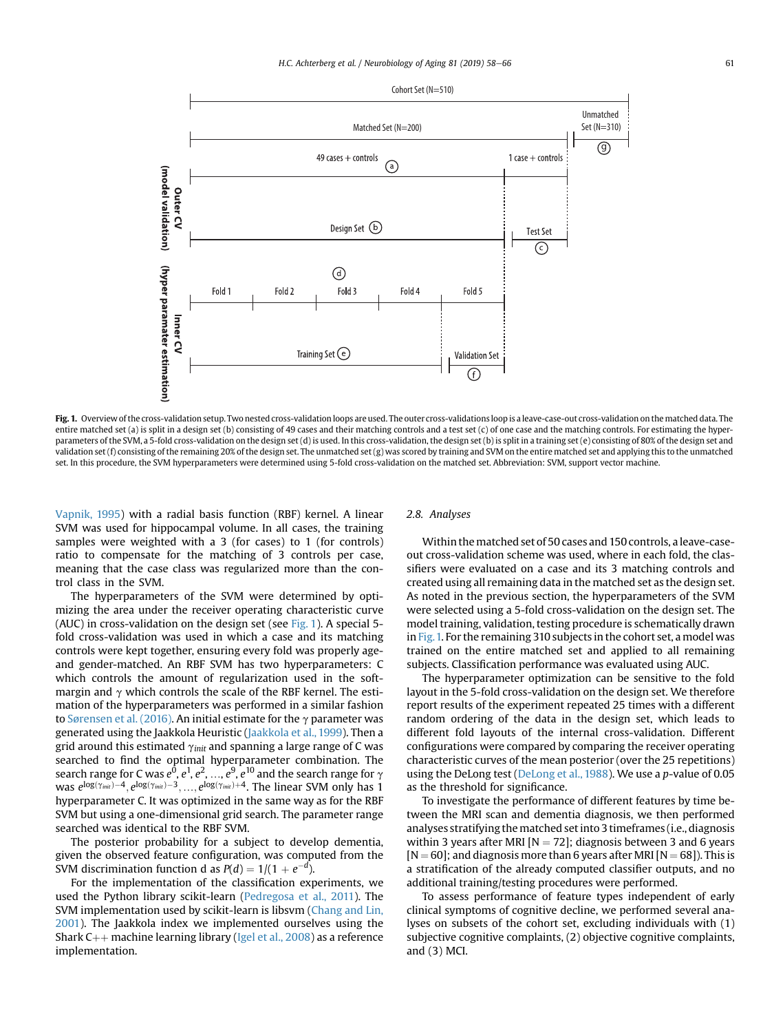Fig. 1. Overview of the cross-validation setup. Two nested cross-validation loops are used. The outer cross-validations loop is a leave-case-out cross-validation on the matched data. The entire matched set (a) is split in a design set (b) consisting of 49 cases and their matching controls and a test set (c) of one case and the matching controls. For estimating the hyperparameters of the SVM, a 5-fold cross-validation on the design set (d) is used. In this cross-validation, the design set (b) is split in a training set (e) consisting of 80% of the design set and validation set (f) consisting of the remaining 20% of the design set. The unmatched set (g) was scored by training and SVM on the entire matched set and applying this to the unmatched set. In this procedure, the SVM hyperparameters were determined using 5-fold cross-validation on the matched set. Abbreviation: SVM, support vector machine.

Vapnik, 1995) with a radial basis function (RBF) kernel. A linear SVM was used for hippocampal volume. In all cases, the training samples were weighted with a 3 (for cases) to 1 (for controls) ratio to compensate for the matching of 3 controls per case, meaning that the case class was regularized more than the control class in the SVM.

The hyperparameters of the SVM were determined by optimizing the area under the receiver operating characteristic curve (AUC) in cross-validation on the design set (see Fig. 1). A special 5-fold cross-validation was used in which a case and its matching controls were kept together, ensuring every fold was properly age- and gender-matched. An RBF SVM has two hyperparameters: C which controls the amount of regularization used in the soft-margin and $\gamma$ which controls the scale of the RBF kernel. The estimation of the hyperparameters was performed in a similar fashion to Sørensen et al. (2016). An initial estimate for the $\gamma$ parameter was generated using the Jaakkola Heuristic (Jaakkola et al., 1999). Then a grid around this estimated $\gamma_{init}$ and spanning a large range of C was searched to find the optimal hyperparameter combination. The search range for C was $e^0, e^1, e^2, \ldots, e^9, e^{10}$ and the search range for $\gamma$ was $e^{\log(\gamma_{init})-4}, e^{\log(\gamma_{init})-3}, \ldots, e^{\log(\gamma_{init})+4}$. The linear SVM only has 1 hyperparameter C. It was optimized in the same way as for the RBF SVM but using a one-dimensional grid search. The parameter range searched was identical to the RBF SVM.

The posterior probability for a subject to develop dementia, given the observed feature configuration, was computed from the SVM discrimination function d as $P(d) = 1/(1 + e^{-d})$.

For the implementation of the classification experiments, we used the Python library scikit-learn (Pedregosa et al., 2011). The SVM implementation used by scikit-learn is libsvm (Chang and Lin, 2001). The Jaakkola index we implemented ourselves using the Shark C++ machine learning library (Igel et al., 2008) as a reference implementation.

### 2.8. Analyses

Within the matched set of 50 cases and 150 controls, a leave-case-out cross-validation scheme was used, where in each fold, the classifiers were evaluated on a case and its 3 matching controls and created using all remaining data in the matched set as the design set. As noted in the previous section, the hyperparameters of the SVM were selected using a 5-fold cross-validation on the design set. The model training, validation, testing procedure is schematically drawn in Fig. 1. For the remaining 310 subjects in the cohort set, a model was trained on the entire matched set and applied to all remaining subjects. Classification performance was evaluated using AUC.

The hyperparameter optimization can be sensitive to the fold layout in the 5-fold cross-validation on the design set. We therefore report results of the experiment repeated 25 times with a different random ordering of the data in the design set, which leads to different fold layouts of the internal cross-validation. Different configurations were compared by comparing the receiver operating characteristic curves of the mean posterior (over the 25 repetitions) using the DeLong test (DeLong et al., 1988). We use a $p$-value of 0.05 as the threshold for significance.

To investigate the performance of different features by time between the MRI scan and dementia diagnosis, we then performed analyses stratifying the matched set into 3 timeframes (i.e., diagnosis within 3 years after MRI [$N = 72$]; diagnosis between 3 and 6 years [$N = 60$]; and diagnosis more than 6 years after MRI [$N = 68$]). This is a stratification of the already computed classifier outputs, and no additional training/testing procedures were performed.

To assess performance of feature types independent of early clinical symptoms of cognitive decline, we performed several analyses on subsets of the cohort set, excluding individuals with (1) subjective cognitive complaints, (2) objective cognitive complaints, and (3) MCI.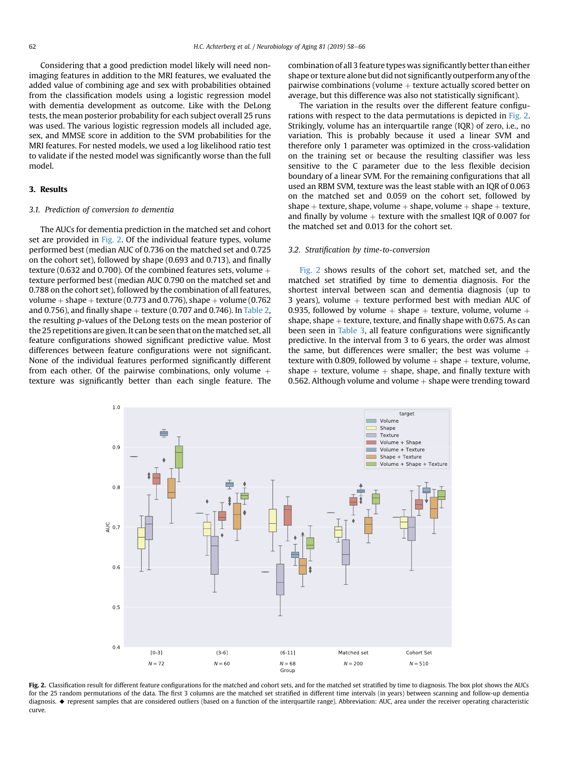Considering that a good prediction model likely will need non-imaging features in addition to the MRI features, we evaluated the added value of combining age and sex with probabilities obtained from the classification models using a logistic regression model with dementia development as outcome. Like with the DeLong tests, the mean posterior probability for each subject overall 25 runs was used. The various logistic regression models all included age, sex, and MMSE score in addition to the SVM probabilities for the MRI features. For nested models, we used a log likelihood ratio test to validate if the nested model was significantly worse than the full model.

## 3. Results

### 3.1. Prediction of conversion to dementia

The AUCs for dementia prediction in the matched set and cohort set are provided in Fig. 2. Of the individual feature types, volume performed best (median AUC of 0.736 on the matched set and 0.725 on the cohort set), followed by shape (0.693 and 0.713), and finally texture (0.632 and 0.700). Of the combined features sets, volume + texture performed best (median AUC 0.790 on the matched set and 0.788 on the cohort set), followed by the combination of all features, volume + shape + texture (0.773 and 0.776), shape + volume (0.762 and 0.756), and finally shape + texture (0.707 and 0.746). In Table 2, the resulting *p*-values of the DeLong tests on the mean posterior of the 25 repetitions are given. It can be seen that on the matched set, all feature configurations showed significant predictive value. Most differences between feature configurations were not significant. None of the individual features performed significantly different from each other. Of the pairwise combinations, only volume + texture was significantly better than each single feature. The combination of all 3 feature types was significantly better than either shape or texture alone but did not significantly outperform any of the pairwise combinations (volume + texture actually scored better on average, but this difference was also not statistically significant).

The variation in the results over the different feature configurations with respect to the data permutations is depicted in Fig. 2. Strikingly, volume has an interquartile range (IQR) of zero, i.e., no variation. This is probably because it used a linear SVM and therefore only 1 parameter was optimized in the cross-validation on the training set or because the resulting classifier was less sensitive to the C parameter due to the less flexible decision boundary of a linear SVM. For the remaining configurations that all used an RBM SVM, texture was the least stable with an IQR of 0.063 on the matched set and 0.059 on the cohort set, followed by shape + texture, shape, volume + shape, volume + shape + texture, and finally by volume + texture with the smallest IQR of 0.007 for the matched set and 0.013 for the cohort set.

### 3.2. Stratification by time-to-conversion

Fig. 2 shows results of the cohort set, matched set, and the matched set stratified by time to dementia diagnosis. For the shortest interval between scan and dementia diagnosis (up to 3 years), volume + texture performed best with median AUC of 0.935, followed by volume + shape + texture, volume, volume + shape, shape + texture, texture, and finally shape with 0.675. As can been seen in Table 3, all feature configurations were significantly predictive. In the interval from 3 to 6 years, the order was almost the same, but differences were smaller; the best was volume + texture with 0.809, followed by volume + shape + texture, volume, shape + texture, volume + shape, shape, and finally texture with 0.562. Although volume and volume + shape were trending toward

**Fig. 2.** Classification result for different feature configurations for the matched and cohort sets, and for the matched set stratified by time to diagnosis. The box plot shows the AUCs for the 25 random permutations of the data. The first 3 columns are the matched set stratified in different time intervals (in years) between scanning and follow-up dementia diagnosis. ◆ represent samples that are considered outliers (based on a function of the interquartile range). Abbreviation: AUC, area under the receiver operating characteristic curve.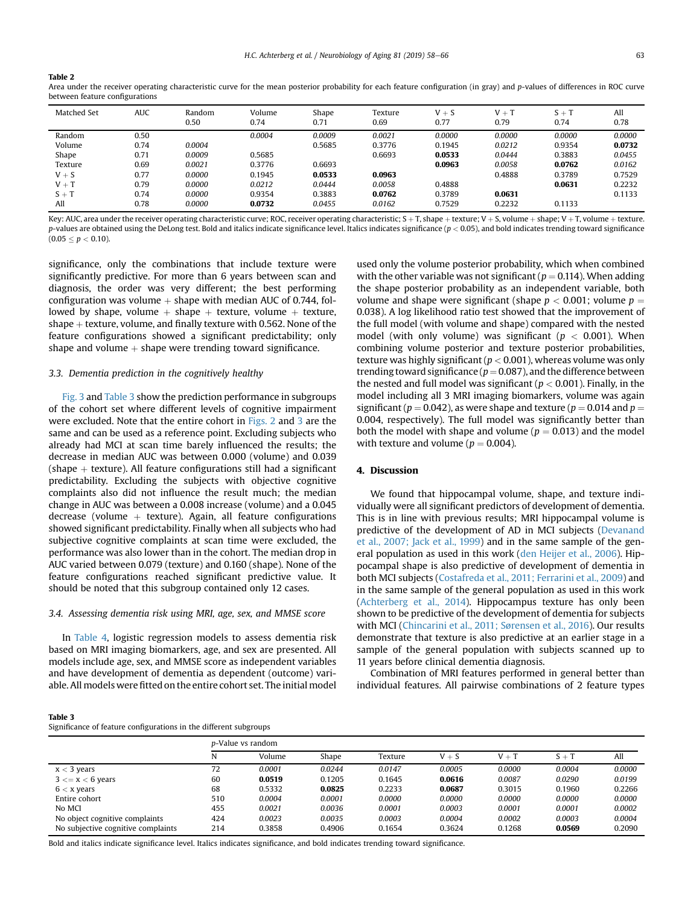**Table 2**
Area under the receiver operating characteristic curve for the mean posterior probability for each feature configuration (in gray) and *p*-values of differences in ROC curve between feature configurations

| Matched Set | AUC | Random 0.50 | Volume 0.74 | Shape 0.71 | Texture 0.69 | V + S 0.77 | V + T 0.79 | S + T 0.74 | All 0.78 |
|---|---|---|---|---|---|---|---|---|---|
| Random | 0.50 | | *0.0004* | *0.0009* | *0.0021* | *0.0000* | *0.0000* | *0.0000* | *0.0000* |
| Volume | 0.74 | *0.0004* | | 0.5685 | 0.3776 | 0.1945 | *0.0212* | 0.9354 | **0.0732** |
| Shape | 0.71 | *0.0009* | 0.5685 | | 0.6693 | **0.0533** | *0.0444* | 0.3883 | *0.0455* |
| Texture | 0.69 | *0.0021* | 0.3776 | 0.6693 | | **0.0963** | *0.0058* | **0.0762** | *0.0162* |
| V + S | 0.77 | *0.0000* | 0.1945 | **0.0533** | **0.0963** | | 0.4888 | 0.3789 | 0.7529 |
| V + T | 0.79 | *0.0000* | *0.0212* | *0.0444* | *0.0058* | 0.4888 | | **0.0631** | 0.2232 |
| S + T | 0.74 | *0.0000* | 0.9354 | 0.3883 | **0.0762** | 0.3789 | **0.0631** | | 0.1133 |
| All | 0.78 | *0.0000* | **0.0732** | *0.0455* | *0.0162* | 0.7529 | 0.2232 | 0.1133 | |

Key: AUC, area under the receiver operating characteristic curve; ROC, receiver operating characteristic; S + T, shape + texture; V + S, volume + shape; V + T, volume + texture. *p*-values are obtained using the DeLong test. Bold and italics indicate significance level. Italics indicates significance ($p < 0.05$), and bold indicates trending toward significance ($0.05 \leq p < 0.10$).

significance, only the combinations that include texture were significantly predictive. For more than 6 years between scan and diagnosis, the order was very different; the best performing configuration was volume + shape with median AUC of 0.744, followed by shape, volume + shape + texture, volume + texture, shape + texture, volume, and finally texture with 0.562. None of the feature configurations showed a significant predictability; only shape and volume + shape were trending toward significance.

### 3.3. Dementia prediction in the cognitively healthy

Fig. 3 and Table 3 show the prediction performance in subgroups of the cohort set where different levels of cognitive impairment were excluded. Note that the entire cohort in Figs. 2 and 3 are the same and can be used as a reference point. Excluding subjects who already had MCI at scan time barely influenced the results; the decrease in median AUC was between 0.000 (volume) and 0.039 (shape + texture). All feature configurations still had a significant predictability. Excluding the subjects with objective cognitive complaints also did not influence the result much; the median change in AUC was between a 0.008 increase (volume) and a 0.045 decrease (volume + texture). Again, all feature configurations showed significant predictability. Finally when all subjects who had subjective cognitive complaints at scan time were excluded, the performance was also lower than in the cohort. The median drop in AUC varied between 0.079 (texture) and 0.160 (shape). None of the feature configurations reached significant predictive value. It should be noted that this subgroup contained only 12 cases.

### 3.4. Assessing dementia risk using MRI, age, sex, and MMSE score

In Table 4, logistic regression models to assess dementia risk based on MRI imaging biomarkers, age, and sex are presented. All models include age, sex, and MMSE score as independent variables and have development of dementia as dependent (outcome) variable. All models were fitted on the entire cohort set. The initial model used only the volume posterior probability, which when combined with the other variable was not significant ($p = 0.114$). When adding the shape posterior probability as an independent variable, both volume and shape were significant (shape $p < 0.001$; volume $p = 0.038$). A log likelihood ratio test showed that the improvement of the full model (with volume and shape) compared with the nested model (with only volume) was significant ($p < 0.001$). When combining volume posterior and texture posterior probabilities, texture was highly significant ($p < 0.001$), whereas volume was only trending toward significance ($p = 0.087$), and the difference between the nested and full model was significant ($p < 0.001$). Finally, in the model including all 3 MRI imaging biomarkers, volume was again significant ($p = 0.042$), as were shape and texture ($p = 0.014$ and $p = 0.004$, respectively). The full model was significantly better than both the model with shape and volume ($p = 0.013$) and the model with texture and volume ($p = 0.004$).

## 4. Discussion

We found that hippocampal volume, shape, and texture individually were all significant predictors of development of dementia. This is in line with previous results; MRI hippocampal volume is predictive of the development of AD in MCI subjects (Devanand et al., 2007; Jack et al., 1999) and in the same sample of the general population as used in this work (den Heijer et al., 2006). Hippocampal shape is also predictive of development of dementia in both MCI subjects (Costafreda et al., 2011; Ferrarini et al., 2009) and in the same sample of the general population as used in this work (Achterberg et al., 2014). Hippocampus texture has only been shown to be predictive of the development of dementia for subjects with MCI (Chincarini et al., 2011; Sørensen et al., 2016). Our results demonstrate that texture is also predictive at an earlier stage in a sample of the general population with subjects scanned up to 11 years before clinical dementia diagnosis.

Combination of MRI features performed in general better than individual features. All pairwise combinations of 2 feature types

**Table 3**
Significance of feature configurations in the different subgroups

| | *p*-Value vs random | | | | | | | |
|---|---|---|---|---|---|---|---|---|
| | N | Volume | Shape | Texture | V + S | V + T | S + T | All |
| x < 3 years | 72 | *0.0001* | *0.0244* | *0.0147* | *0.0005* | *0.0000* | *0.0004* | *0.0000* |
| 3 <= x < 6 years | 60 | **0.0519** | 0.1205 | 0.1645 | **0.0616** | *0.0087* | *0.0290* | *0.0199* |
| 6 < x years | 68 | 0.5332 | **0.0825** | 0.2233 | **0.0687** | 0.3015 | 0.1960 | 0.2266 |
| Entire cohort | 510 | *0.0004* | *0.0001* | *0.0000* | *0.0000* | *0.0000* | *0.0000* | *0.0000* |
| No MCI | 455 | *0.0021* | *0.0036* | *0.0001* | *0.0003* | *0.0001* | *0.0001* | *0.0002* |
| No object cognitive complaints | 424 | *0.0023* | *0.0035* | *0.0003* | *0.0004* | *0.0002* | *0.0003* | *0.0004* |
| No subjective cognitive complaints | 214 | 0.3858 | 0.4906 | 0.1654 | 0.3624 | 0.1268 | **0.0569** | 0.2090 |

Bold and italics indicate significance level. Italics indicates significance, and bold indicates trending toward significance.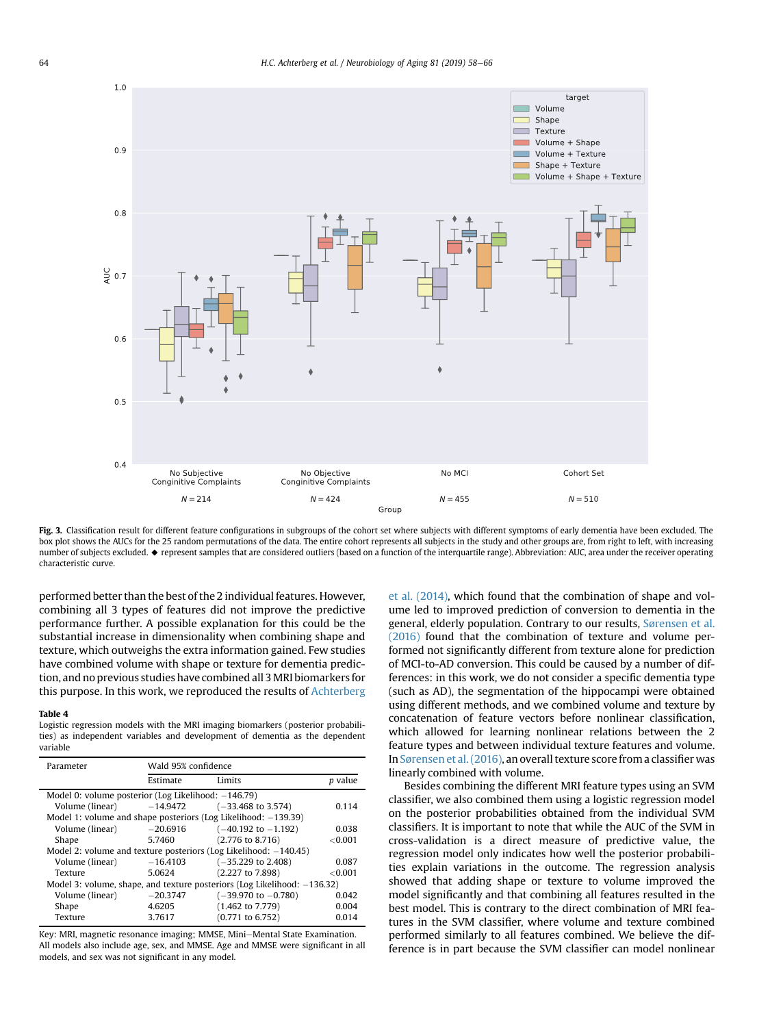Fig. 3. Classification result for different feature configurations in subgroups of the cohort set where subjects with different symptoms of early dementia have been excluded. The box plot shows the AUCs for the 25 random permutations of the data. The entire cohort represents all subjects in the study and other groups are, from right to left, with increasing number of subjects excluded. ◆ represent samples that are considered outliers (based on a function of the interquartile range). Abbreviation: AUC, area under the receiver operating characteristic curve.

performed better than the best of the 2 individual features. However, combining all 3 types of features did not improve the predictive performance further. A possible explanation for this could be the substantial increase in dimensionality when combining shape and texture, which outweighs the extra information gained. Few studies have combined volume with shape or texture for dementia prediction, and no previous studies have combined all 3 MRI biomarkers for this purpose. In this work, we reproduced the results of Achterberg et al. (2014), which found that the combination of shape and volume led to improved prediction of conversion to dementia in the general, elderly population. Contrary to our results, Sørensen et al. (2016) found that the combination of texture and volume performed not significantly different from texture alone for prediction of MCI-to-AD conversion. This could be caused by a number of differences: in this work, we do not consider a specific dementia type (such as AD), the segmentation of the hippocampi were obtained using different methods, and we combined volume and texture by concatenation of feature vectors before nonlinear classification, which allowed for learning nonlinear relations between the 2 feature types and between individual texture features and volume. In Sørensen et al. (2016), an overall texture score from a classifier was linearly combined with volume.

Besides combining the different MRI feature types using an SVM classifier, we also combined them using a logistic regression model on the posterior probabilities obtained from the individual SVM classifiers. It is important to note that while the AUC of the SVM in cross-validation is a direct measure of predictive value, the regression model only indicates how well the posterior probabilities explain variations in the outcome. The regression analysis showed that adding shape or texture to volume improved the model significantly and that combining all features resulted in the best model. This is contrary to the direct combination of MRI features in the SVM classifier, where volume and texture combined performed similarly to all features combined. We believe the difference is in part because the SVM classifier can model nonlinear

**Table 4**
Logistic regression models with the MRI imaging biomarkers (posterior probabilities) as independent variables and development of dementia as the dependent variable

| Parameter | Wald 95% confidence | | |
|---|---|---|---|
| | Estimate | Limits | p value |
| Model 0: volume posterior (Log Likelihood: −146.79) | | | |
| Volume (linear) | −14.9472 | (−33.468 to 3.574) | 0.114 |
| Model 1: volume and shape posteriors (Log Likelihood: −139.39) | | | |
| Volume (linear) | −20.6916 | (−40.192 to −1.192) | 0.038 |
| Shape | 5.7460 | (2.776 to 8.716) | <0.001 |
| Model 2: volume and texture posteriors (Log Likelihood: −140.45) | | | |
| Volume (linear) | −16.4103 | (−35.229 to 2.408) | 0.087 |
| Texture | 5.0624 | (2.227 to 7.898) | <0.001 |
| Model 3: volume, shape, and texture posteriors (Log Likelihood: −136.32) | | | |
| Volume (linear) | −20.3747 | (−39.970 to −0.780) | 0.042 |
| Shape | 4.6205 | (1.462 to 7.779) | 0.004 |
| Texture | 3.7617 | (0.771 to 6.752) | 0.014 |

Key: MRI, magnetic resonance imaging; MMSE, Mini−Mental State Examination. All models also include age, sex, and MMSE. Age and MMSE were significant in all models, and sex was not significant in any model.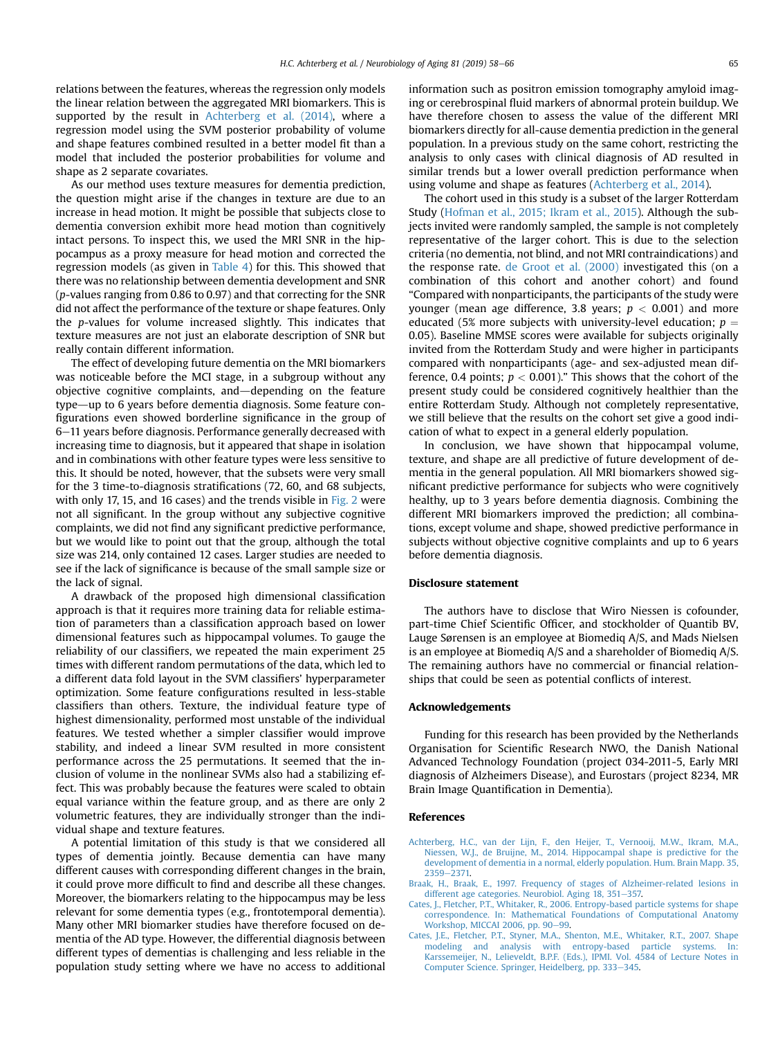relations between the features, whereas the regression only models the linear relation between the aggregated MRI biomarkers. This is supported by the result in Achterberg et al. (2014), where a regression model using the SVM posterior probability of volume and shape features combined resulted in a better model fit than a model that included the posterior probabilities for volume and shape as 2 separate covariates.

As our method uses texture measures for dementia prediction, the question might arise if the changes in texture are due to an increase in head motion. It might be possible that subjects close to dementia conversion exhibit more head motion than cognitively intact persons. To inspect this, we used the MRI SNR in the hippocampus as a proxy measure for head motion and corrected the regression models (as given in Table 4) for this. This showed that there was no relationship between dementia development and SNR ($p$-values ranging from 0.86 to 0.97) and that correcting for the SNR did not affect the performance of the texture or shape features. Only the $p$-values for volume increased slightly. This indicates that texture measures are not just an elaborate description of SNR but really contain different information.

The effect of developing future dementia on the MRI biomarkers was noticeable before the MCI stage, in a subgroup without any objective cognitive complaints, and—depending on the feature type—up to 6 years before dementia diagnosis. Some feature configurations even showed borderline significance in the group of 6–11 years before diagnosis. Performance generally decreased with increasing time to diagnosis, but it appeared that shape in isolation and in combinations with other feature types were less sensitive to this. It should be noted, however, that the subsets were very small for the 3 time-to-diagnosis stratifications (72, 60, and 68 subjects, with only 17, 15, and 16 cases) and the trends visible in Fig. 2 were not all significant. In the group without any subjective cognitive complaints, we did not find any significant predictive performance, but we would like to point out that the group, although the total size was 214, only contained 12 cases. Larger studies are needed to see if the lack of significance is because of the small sample size or the lack of signal.

A drawback of the proposed high dimensional classification approach is that it requires more training data for reliable estimation of parameters than a classification approach based on lower dimensional features such as hippocampal volumes. To gauge the reliability of our classifiers, we repeated the main experiment 25 times with different random permutations of the data, which led to a different data fold layout in the SVM classifiers' hyperparameter optimization. Some feature configurations resulted in less-stable classifiers than others. Texture, the individual feature type of highest dimensionality, performed most unstable of the individual features. We tested whether a simpler classifier would improve stability, and indeed a linear SVM resulted in more consistent performance across the 25 permutations. It seemed that the inclusion of volume in the nonlinear SVMs also had a stabilizing effect. This was probably because the features were scaled to obtain equal variance within the feature group, and as there are only 2 volumetric features, they are individually stronger than the individual shape and texture features.

A potential limitation of this study is that we considered all types of dementia jointly. Because dementia can have many different causes with corresponding different changes in the brain, it could prove more difficult to find and describe all these changes. Moreover, the biomarkers relating to the hippocampus may be less relevant for some dementia types (e.g., frontotemporal dementia). Many other MRI biomarker studies have therefore focused on dementia of the AD type. However, the differential diagnosis between different types of dementias is challenging and less reliable in the population study setting where we have no access to additional information such as positron emission tomography amyloid imaging or cerebrospinal fluid markers of abnormal protein buildup. We have therefore chosen to assess the value of the different MRI biomarkers directly for all-cause dementia prediction in the general population. In a previous study on the same cohort, restricting the analysis to only cases with clinical diagnosis of AD resulted in similar trends but a lower overall prediction performance when using volume and shape as features (Achterberg et al., 2014).

The cohort used in this study is a subset of the larger Rotterdam Study (Hofman et al., 2015; Ikram et al., 2015). Although the subjects invited were randomly sampled, the sample is not completely representative of the larger cohort. This is due to the selection criteria (no dementia, not blind, and not MRI contraindications) and the response rate. de Groot et al. (2000) investigated this (on a combination of this cohort and another cohort) and found "Compared with nonparticipants, the participants of the study were younger (mean age difference, 3.8 years; $p < 0.001$) and more educated (5% more subjects with university-level education; $p = 0.05$). Baseline MMSE scores were available for subjects originally invited from the Rotterdam Study and were higher in participants compared with nonparticipants (age- and sex-adjusted mean difference, 0.4 points; $p < 0.001$)." This shows that the cohort of the present study could be considered cognitively healthier than the entire Rotterdam Study. Although not completely representative, we still believe that the results on the cohort set give a good indication of what to expect in a general elderly population.

In conclusion, we have shown that hippocampal volume, texture, and shape are all predictive of future development of dementia in the general population. All MRI biomarkers showed significant predictive performance for subjects who were cognitively healthy, up to 3 years before dementia diagnosis. Combining the different MRI biomarkers improved the prediction; all combinations, except volume and shape, showed predictive performance in subjects without objective cognitive complaints and up to 6 years before dementia diagnosis.

## Disclosure statement

The authors have to disclose that Wiro Niessen is cofounder, part-time Chief Scientific Officer, and stockholder of Quantib BV, Lauge Sørensen is an employee at Biomediq A/S, and Mads Nielsen is an employee at Biomediq A/S and a shareholder of Biomediq A/S. The remaining authors have no commercial or financial relationships that could be seen as potential conflicts of interest.

## Acknowledgements

Funding for this research has been provided by the Netherlands Organisation for Scientific Research NWO, the Danish National Advanced Technology Foundation (project 034-2011-5, Early MRI diagnosis of Alzheimers Disease), and Eurostars (project 8234, MR Brain Image Quantification in Dementia).

## References

Achterberg, H.C., van der Lijn, F., den Heijer, T., Vernooij, M.W., Ikram, M.A., Niessen, W.J., de Bruijne, M., 2014. Hippocampal shape is predictive for the development of dementia in a normal, elderly population. Hum. Brain Mapp. 35, 2359–2371.

Braak, H., Braak, E., 1997. Frequency of stages of Alzheimer-related lesions in different age categories. Neurobiol. Aging 18, 351–357.

Cates, J., Fletcher, P.T., Whitaker, R., 2006. Entropy-based particle systems for shape correspondence. In: Mathematical Foundations of Computational Anatomy Workshop, MICCAI 2006, pp. 90–99.

Cates, J.E., Fletcher, P.T., Styner, M.A., Shenton, M.E., Whitaker, R.T., 2007. Shape modeling and analysis with entropy-based particle systems. In: Karssemeijer, N., Lelieveldt, B.P.F. (Eds.), IPMI. Vol. 4584 of Lecture Notes in Computer Science. Springer, Heidelberg, pp. 333–345.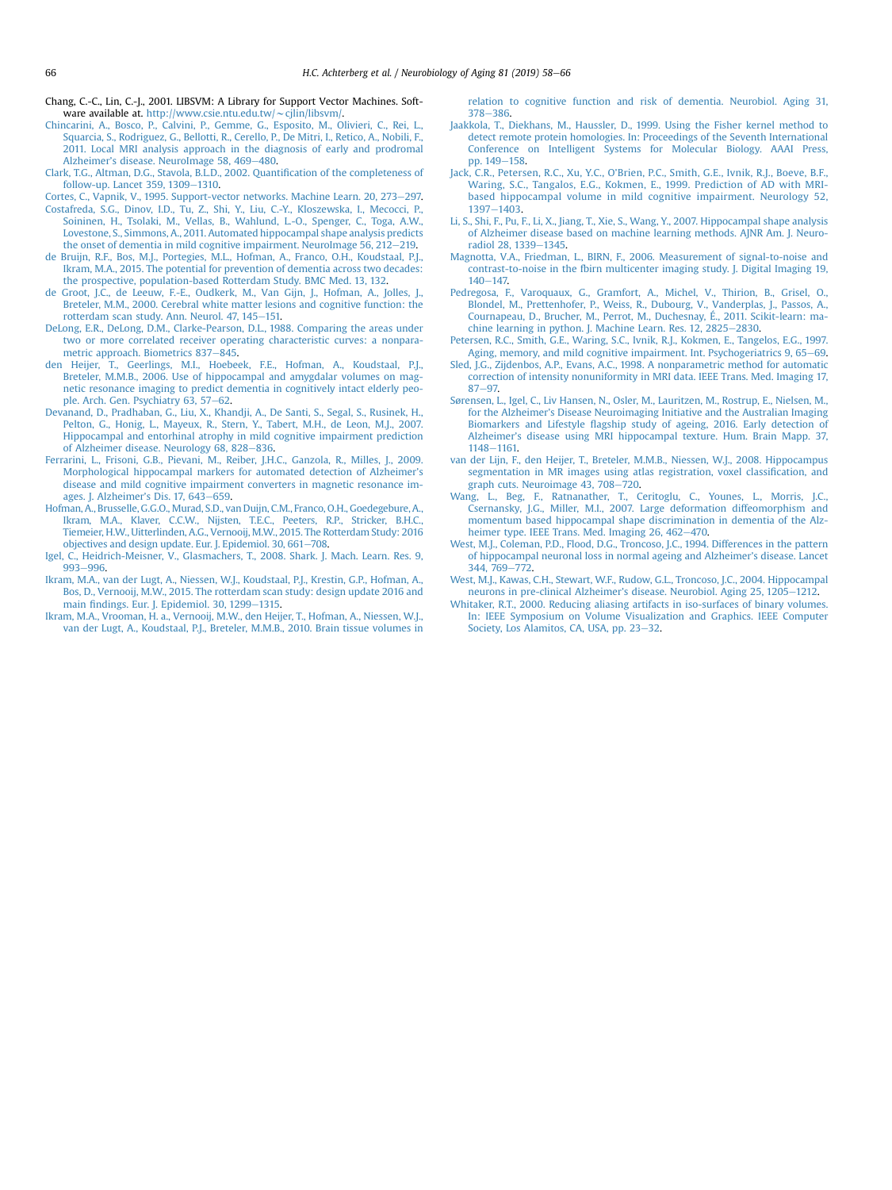Chang, C.-C., Lin, C.-J., 2001. LIBSVM: A Library for Support Vector Machines. Software available at. http://www.csie.ntu.edu.tw/~cjlin/libsvm/.

Chincarini, A., Bosco, P., Calvini, P., Gemme, G., Esposito, M., Olivieri, C., Rei, L., Squarcia, S., Rodriguez, G., Bellotti, R., Cerello, P., De Mitri, I., Retico, A., Nobili, F., 2011. Local MRI analysis approach in the diagnosis of early and prodromal Alzheimer's disease. NeuroImage 58, 469–480.

Clark, T.G., Altman, D.G., Stavola, B.L.D., 2002. Quantification of the completeness of follow-up. Lancet 359, 1309–1310.

Cortes, C., Vapnik, V., 1995. Support-vector networks. Machine Learn. 20, 273–297.

Costafreda, S.G., Dinov, I.D., Tu, Z., Shi, Y., Liu, C.-Y., Kloszewska, I., Mecocci, P., Soininen, H., Tsolaki, M., Vellas, B., Wahlund, L.-O., Spenger, C., Toga, A.W., Lovestone, S., Simmons, A., 2011. Automated hippocampal shape analysis predicts the onset of dementia in mild cognitive impairment. NeuroImage 56, 212–219.

de Bruijn, R.F., Bos, M.J., Portegies, M.L., Hofman, A., Franco, O.H., Koudstaal, P.J., Ikram, M.A., 2015. The potential for prevention of dementia across two decades: the prospective, population-based Rotterdam Study. BMC Med. 13, 132.

de Groot, J.C., de Leeuw, F.-E., Oudkerk, M., Van Gijn, J., Hofman, A., Jolles, J., Breteler, M.M., 2000. Cerebral white matter lesions and cognitive function: the rotterdam scan study. Ann. Neurol. 47, 145–151.

DeLong, E.R., DeLong, D.M., Clarke-Pearson, D.L., 1988. Comparing the areas under two or more correlated receiver operating characteristic curves: a nonparametric approach. Biometrics 837–845.

den Heijer, T., Geerlings, M.I., Hoebeek, F.E., Hofman, A., Koudstaal, P.J., Breteler, M.M.B., 2006. Use of hippocampal and amygdalar volumes on magnetic resonance imaging to predict dementia in cognitively intact elderly people. Arch. Gen. Psychiatry 63, 57–62.

Devanand, D., Pradhaban, G., Liu, X., Khandji, A., De Santi, S., Segal, S., Rusinek, H., Pelton, G., Honig, L., Mayeux, R., Stern, Y., Tabert, M.H., de Leon, M.J., 2007. Hippocampal and entorhinal atrophy in mild cognitive impairment prediction of Alzheimer disease. Neurology 68, 828–836.

Ferrarini, L., Frisoni, G.B., Pievani, M., Reiber, J.H.C., Ganzola, R., Milles, J., 2009. Morphological hippocampal markers for automated detection of Alzheimer's disease and mild cognitive impairment converters in magnetic resonance images. J. Alzheimer's Dis. 17, 643–659.

Hofman, A., Brusselle, G.G.O., Murad, S.D., van Duijn, C.M., Franco, O.H., Goedegebure, A., Ikram, M.A., Klaver, C.C.W., Nijsten, T.E.C., Peeters, R.P., Stricker, B.H.C., Tiemeier, H.W., Uitterlinden, A.G., Vernooij, M.W., 2015. The Rotterdam Study: 2016 objectives and design update. Eur. J. Epidemiol. 30, 661–708.

Igel, C., Heidrich-Meisner, V., Glasmachers, T., 2008. Shark. J. Mach. Learn. Res. 9, 993–996.

Ikram, M.A., van der Lugt, A., Niessen, W.J., Koudstaal, P.J., Krestin, G.P., Hofman, A., Bos, D., Vernooij, M.W., 2015. The rotterdam scan study: design update 2016 and main findings. Eur. J. Epidemiol. 30, 1299–1315.

Ikram, M.A., Vrooman, H. a., Vernooij, M.W., den Heijer, T., Hofman, A., Niessen, W.J., van der Lugt, A., Koudstaal, P.J., Breteler, M.M.B., 2010. Brain tissue volumes in relation to cognitive function and risk of dementia. Neurobiol. Aging 31, 378–386.

Jaakkola, T., Diekhans, M., Haussler, D., 1999. Using the Fisher kernel method to detect remote protein homologies. In: Proceedings of the Seventh International Conference on Intelligent Systems for Molecular Biology. AAAI Press, pp. 149–158.

Jack, C.R., Petersen, R.C., Xu, Y.C., O'Brien, P.C., Smith, G.E., Ivnik, R.J., Boeve, B.F., Waring, S.C., Tangalos, E.G., Kokmen, E., 1999. Prediction of AD with MRI-based hippocampal volume in mild cognitive impairment. Neurology 52, 1397–1403.

Li, S., Shi, F., Pu, F., Li, X., Jiang, T., Xie, S., Wang, Y., 2007. Hippocampal shape analysis of Alzheimer disease based on machine learning methods. AJNR Am. J. Neuroradiol 28, 1339–1345.

Magnotta, V.A., Friedman, L., BIRN, F., 2006. Measurement of signal-to-noise and contrast-to-noise in the fbirn multicenter imaging study. J. Digital Imaging 19, 140–147.

Pedregosa, F., Varoquaux, G., Gramfort, A., Michel, V., Thirion, B., Grisel, O., Blondel, M., Prettenhofer, P., Weiss, R., Dubourg, V., Vanderplas, J., Passos, A., Cournapeau, D., Brucher, M., Perrot, M., Duchesnay, É., 2011. Scikit-learn: machine learning in python. J. Machine Learn. Res. 12, 2825–2830.

Petersen, R.C., Smith, G.E., Waring, S.C., Ivnik, R.J., Kokmen, E., Tangelos, E.G., 1997. Aging, memory, and mild cognitive impairment. Int. Psychogeriatrics 9, 65–69.

Sled, J.G., Zijdenbos, A.P., Evans, A.C., 1998. A nonparametric method for automatic correction of intensity nonuniformity in MRI data. IEEE Trans. Med. Imaging 17, 87–97.

Sørensen, L., Igel, C., Liv Hansen, N., Osler, M., Lauritzen, M., Rostrup, E., Nielsen, M., for the Alzheimer's Disease Neuroimaging Initiative and the Australian Imaging Biomarkers and Lifestyle flagship study of ageing, 2016. Early detection of Alzheimer's disease using MRI hippocampal texture. Hum. Brain Mapp. 37, 1148–1161.

van der Lijn, F., den Heijer, T., Breteler, M.M.B., Niessen, W.J., 2008. Hippocampus segmentation in MR images using atlas registration, voxel classification, and graph cuts. Neuroimage 43, 708–720.

Wang, L., Beg, F., Ratnanather, T., Ceritoglu, C., Younes, L., Morris, J.C., Csernansky, J.G., Miller, M.I., 2007. Large deformation diffeomorphism and momentum based hippocampal shape discrimination in dementia of the Alzheimer type. IEEE Trans. Med. Imaging 26, 462–470.

West, M.J., Coleman, P.D., Flood, D.G., Troncoso, J.C., 1994. Differences in the pattern of hippocampal neuronal loss in normal ageing and Alzheimer's disease. Lancet 344, 769–772.

West, M.J., Kawas, C.H., Stewart, W.F., Rudow, G.L., Troncoso, J.C., 2004. Hippocampal neurons in pre-clinical Alzheimer's disease. Neurobiol. Aging 25, 1205–1212.

Whitaker, R.T., 2000. Reducing aliasing artifacts in iso-surfaces of binary volumes. In: IEEE Symposium on Volume Visualization and Graphics. IEEE Computer Society, Los Alamitos, CA, USA, pp. 23–32.